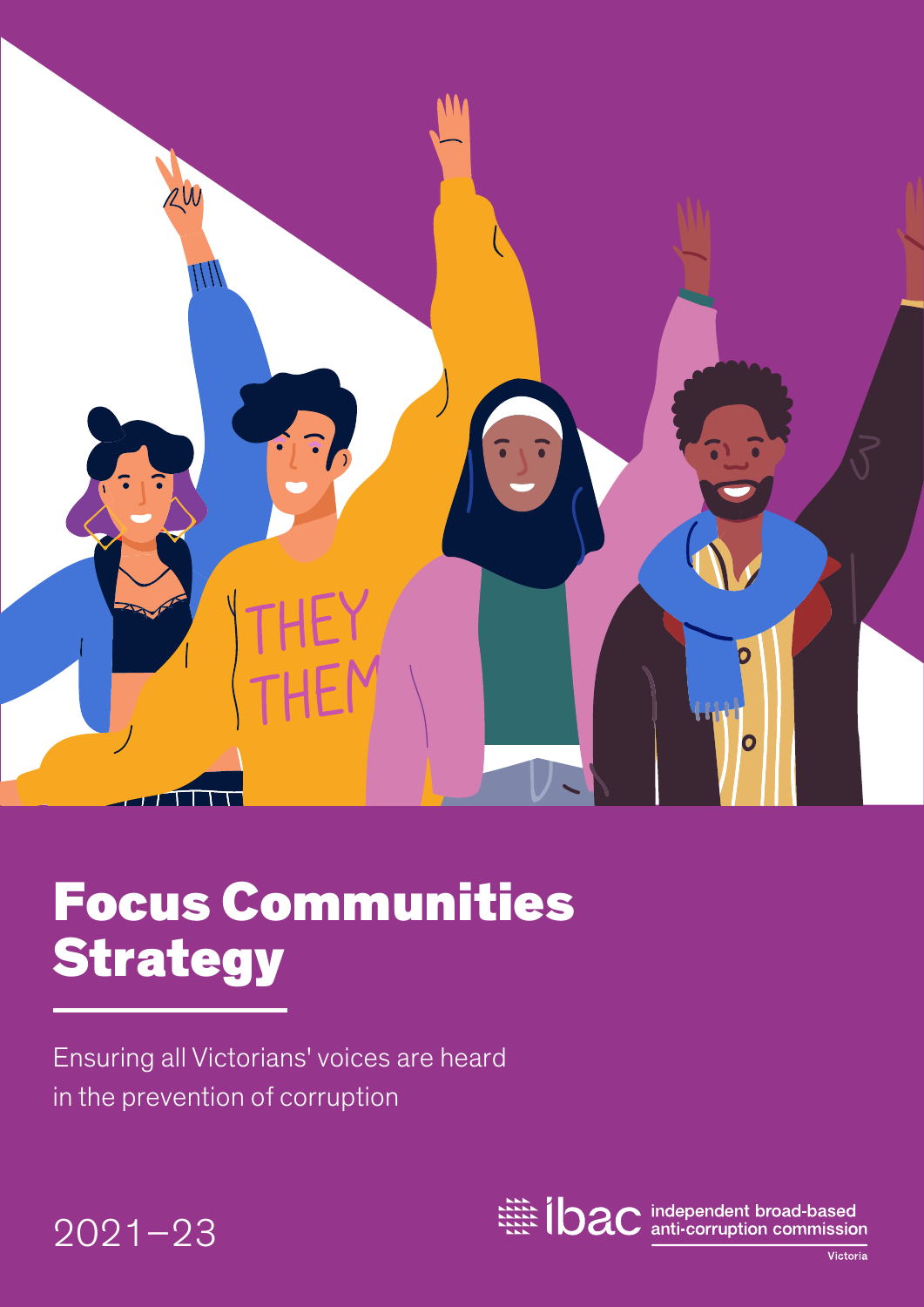# Focus Communities Strategy

Ensuring all Victorians' voices are heard in the prevention of corruption

2021–23

ibac independent broad-based anti-corruption commission

Victoria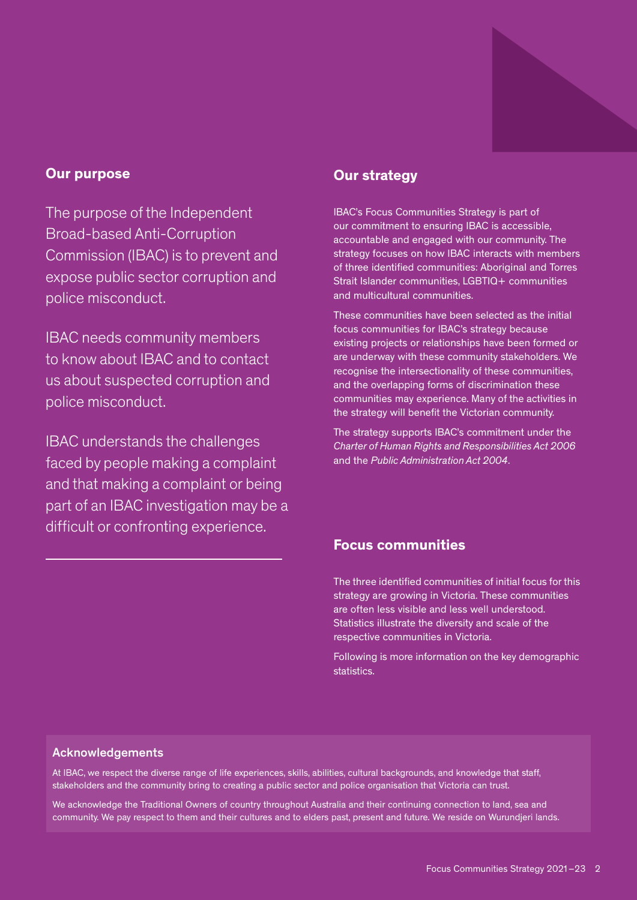## Our purpose

The purpose of the Independent Broad-based Anti-Corruption Commission (IBAC) is to prevent and expose public sector corruption and police misconduct.

IBAC needs community members to know about IBAC and to contact us about suspected corruption and police misconduct.

IBAC understands the challenges faced by people making a complaint and that making a complaint or being part of an IBAC investigation may be a difficult or confronting experience.

## Our strategy

IBAC's Focus Communities Strategy is part of our commitment to ensuring IBAC is accessible, accountable and engaged with our community. The strategy focuses on how IBAC interacts with members of three identified communities: Aboriginal and Torres Strait Islander communities, LGBTIQ+ communities and multicultural communities.

These communities have been selected as the initial focus communities for IBAC's strategy because existing projects or relationships have been formed or are underway with these community stakeholders. We recognise the intersectionality of these communities, and the overlapping forms of discrimination these communities may experience. Many of the activities in the strategy will benefit the Victorian community.

The strategy supports IBAC's commitment under the *Charter of Human Rights and Responsibilities Act 2006* and the *Public Administration Act 2004*.

## Focus communities

The three identified communities of initial focus for this strategy are growing in Victoria. These communities are often less visible and less well understood. Statistics illustrate the diversity and scale of the respective communities in Victoria.

Following is more information on the key demographic statistics.

### Acknowledgements

At IBAC, we respect the diverse range of life experiences, skills, abilities, cultural backgrounds, and knowledge that staff, stakeholders and the community bring to creating a public sector and police organisation that Victoria can trust.

We acknowledge the Traditional Owners of country throughout Australia and their continuing connection to land, sea and community. We pay respect to them and their cultures and to elders past, present and future. We reside on Wurundjeri lands.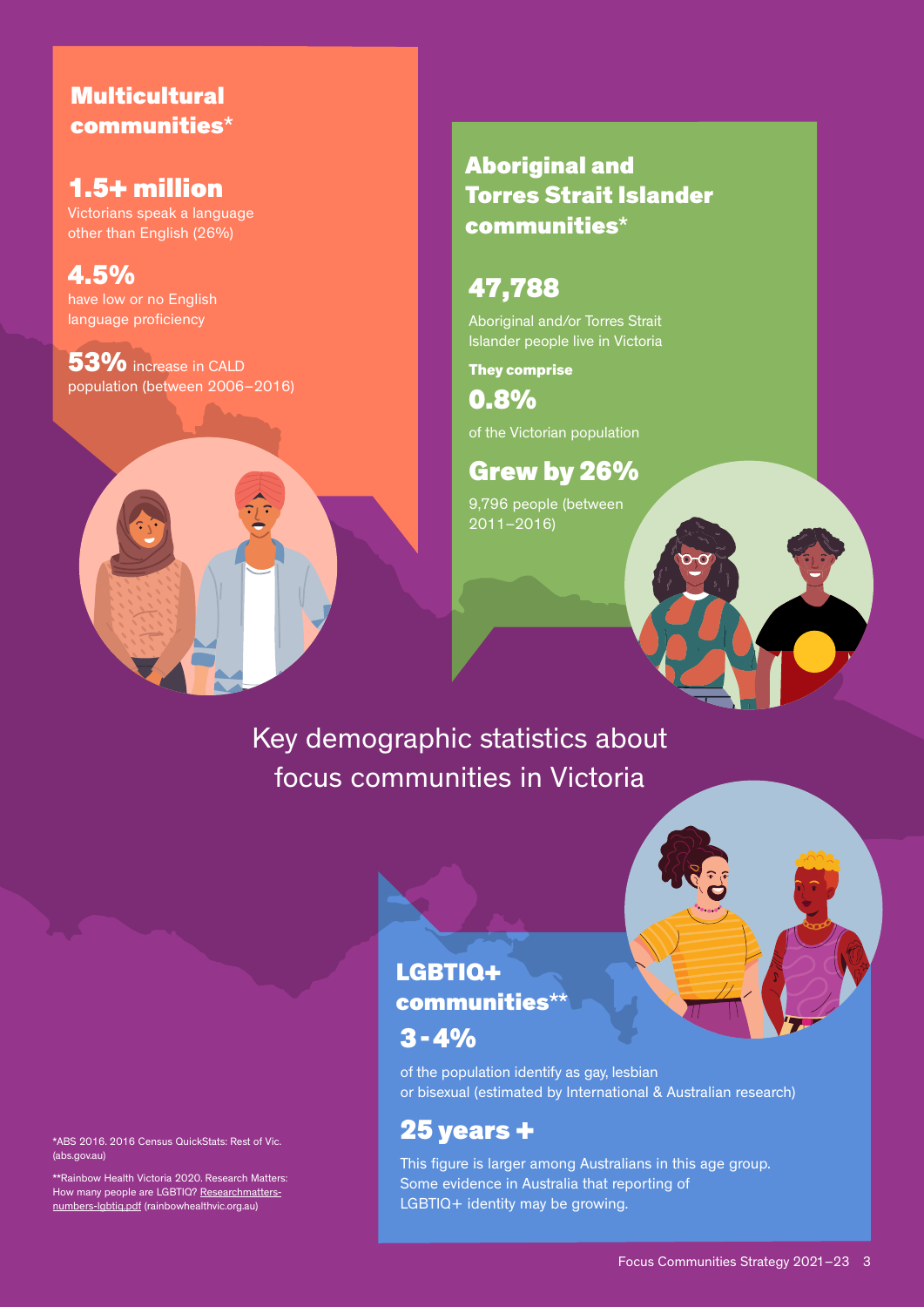## Multicultural communities*

**1.5+ million**
Victorians speak a language other than English (26%)

**4.5%**
have low or no English language proficiency

**53%** increase in CALD population (between 2006–2016)

## Aboriginal and Torres Strait Islander communities*

**47,788**

Aboriginal and/or Torres Strait Islander people live in Victoria

**They comprise**

**0.8%**

of the Victorian population

**Grew by 26%**

9,796 people (between 2011–2016)

# Key demographic statistics about focus communities in Victoria

## LGBTIQ+ communities**

**3-4%**

of the population identify as gay, lesbian or bisexual (estimated by International & Australian research)

**25 years +**

This figure is larger among Australians in this age group. Some evidence in Australia that reporting of LGBTIQ+ identity may be growing.

*ABS 2016. 2016 Census QuickStats: Rest of Vic. (abs.gov.au)

**Rainbow Health Victoria 2020. Research Matters: How many people are LGBTIQ? Researchmatters-numbers-lgbtiq.pdf (rainbowhealthvic.org.au)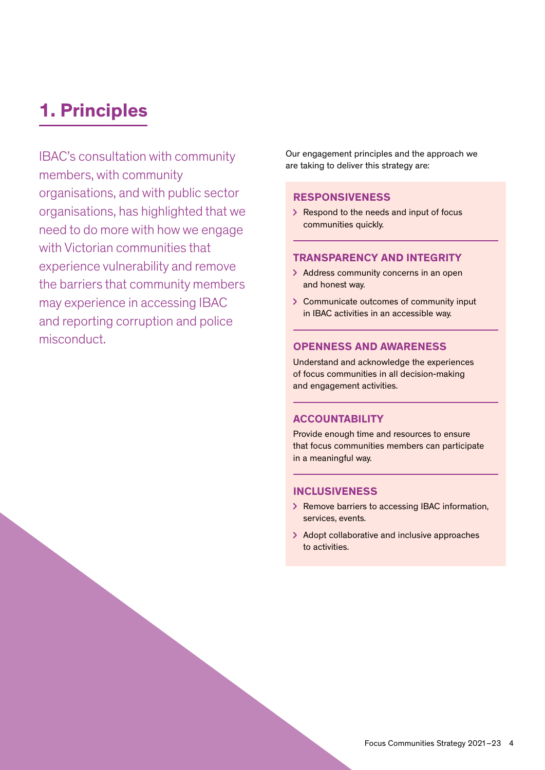# 1. Principles

IBAC's consultation with community members, with community organisations, and with public sector organisations, has highlighted that we need to do more with how we engage with Victorian communities that experience vulnerability and remove the barriers that community members may experience in accessing IBAC and reporting corruption and police misconduct.

Our engagement principles and the approach we are taking to deliver this strategy are:

### RESPONSIVENESS

- Respond to the needs and input of focus communities quickly.

### TRANSPARENCY AND INTEGRITY

- Address community concerns in an open and honest way.
- Communicate outcomes of community input in IBAC activities in an accessible way.

### OPENNESS AND AWARENESS

Understand and acknowledge the experiences of focus communities in all decision-making and engagement activities.

### ACCOUNTABILITY

Provide enough time and resources to ensure that focus communities members can participate in a meaningful way.

### INCLUSIVENESS

- Remove barriers to accessing IBAC information, services, events.
- Adopt collaborative and inclusive approaches to activities.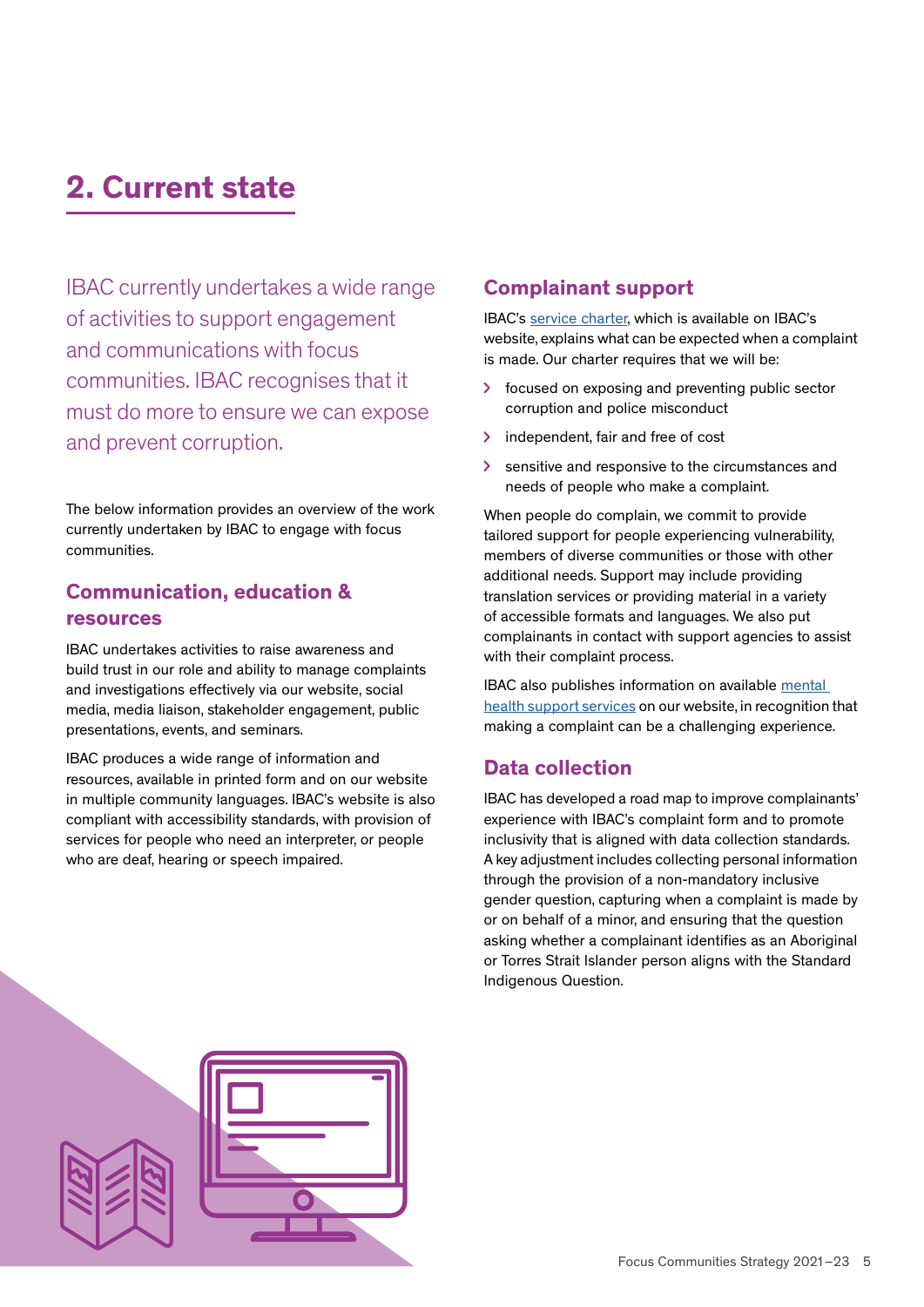# 2. Current state

IBAC currently undertakes a wide range of activities to support engagement and communications with focus communities. IBAC recognises that it must do more to ensure we can expose and prevent corruption.

The below information provides an overview of the work currently undertaken by IBAC to engage with focus communities.

## Communication, education & resources

IBAC undertakes activities to raise awareness and build trust in our role and ability to manage complaints and investigations effectively via our website, social media, media liaison, stakeholder engagement, public presentations, events, and seminars.

IBAC produces a wide range of information and resources, available in printed form and on our website in multiple community languages. IBAC's website is also compliant with accessibility standards, with provision of services for people who need an interpreter, or people who are deaf, hearing or speech impaired.

## Complainant support

IBAC's service charter, which is available on IBAC's website, explains what can be expected when a complaint is made. Our charter requires that we will be:

- focused on exposing and preventing public sector corruption and police misconduct
- independent, fair and free of cost
- sensitive and responsive to the circumstances and needs of people who make a complaint.

When people do complain, we commit to provide tailored support for people experiencing vulnerability, members of diverse communities or those with other additional needs. Support may include providing translation services or providing material in a variety of accessible formats and languages. We also put complainants in contact with support agencies to assist with their complaint process.

IBAC also publishes information on available mental health support services on our website, in recognition that making a complaint can be a challenging experience.

## Data collection

IBAC has developed a road map to improve complainants' experience with IBAC's complaint form and to promote inclusivity that is aligned with data collection standards. A key adjustment includes collecting personal information through the provision of a non-mandatory inclusive gender question, capturing when a complaint is made by or on behalf of a minor, and ensuring that the question asking whether a complainant identifies as an Aboriginal or Torres Strait Islander person aligns with the Standard Indigenous Question.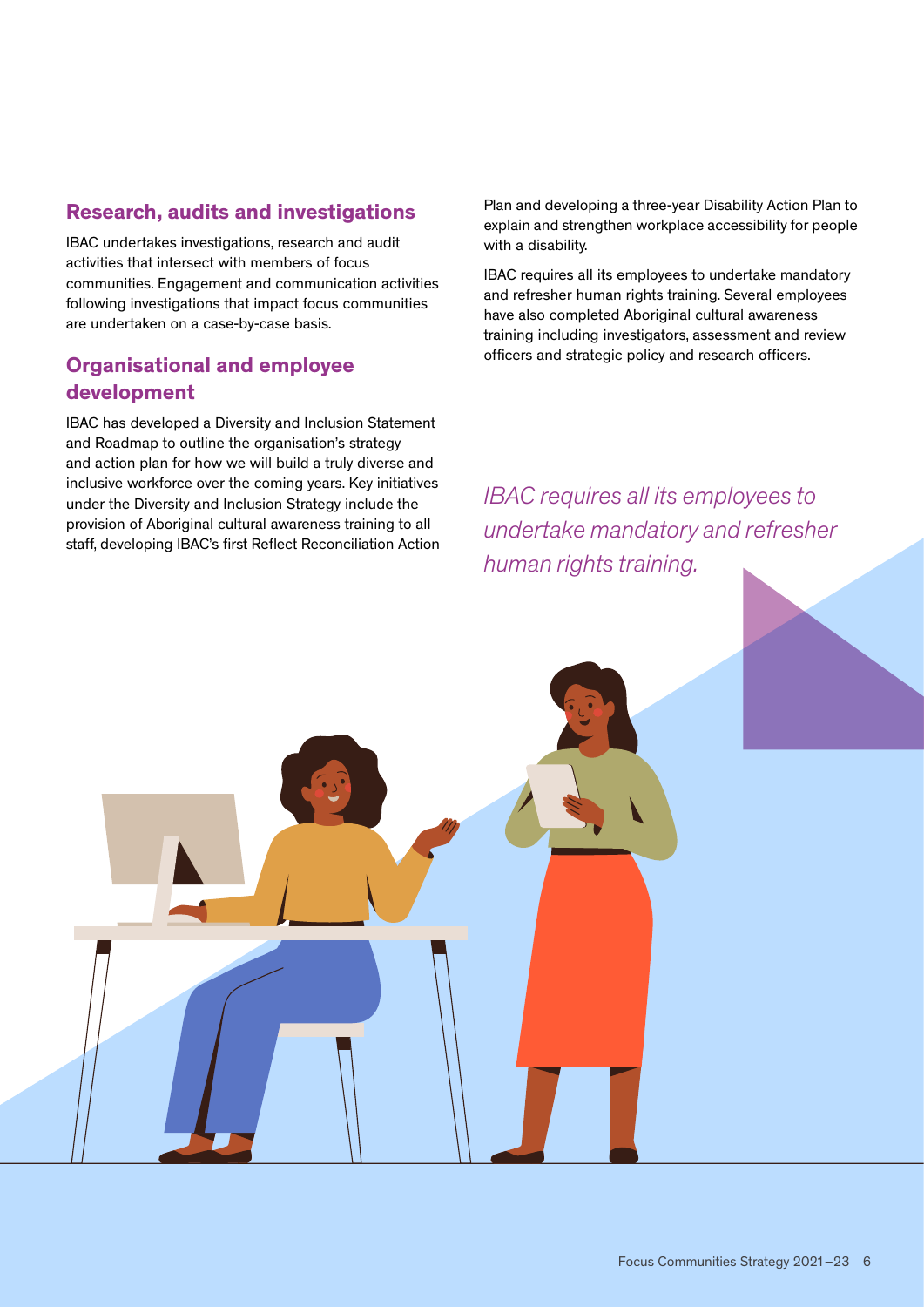## Research, audits and investigations

IBAC undertakes investigations, research and audit activities that intersect with members of focus communities. Engagement and communication activities following investigations that impact focus communities are undertaken on a case-by-case basis.

## Organisational and employee development

IBAC has developed a Diversity and Inclusion Statement and Roadmap to outline the organisation's strategy and action plan for how we will build a truly diverse and inclusive workforce over the coming years. Key initiatives under the Diversity and Inclusion Strategy include the provision of Aboriginal cultural awareness training to all staff, developing IBAC's first Reflect Reconciliation Action Plan and developing a three-year Disability Action Plan to explain and strengthen workplace accessibility for people with a disability.

IBAC requires all its employees to undertake mandatory and refresher human rights training. Several employees have also completed Aboriginal cultural awareness training including investigators, assessment and review officers and strategic policy and research officers.

*IBAC requires all its employees to undertake mandatory and refresher human rights training.*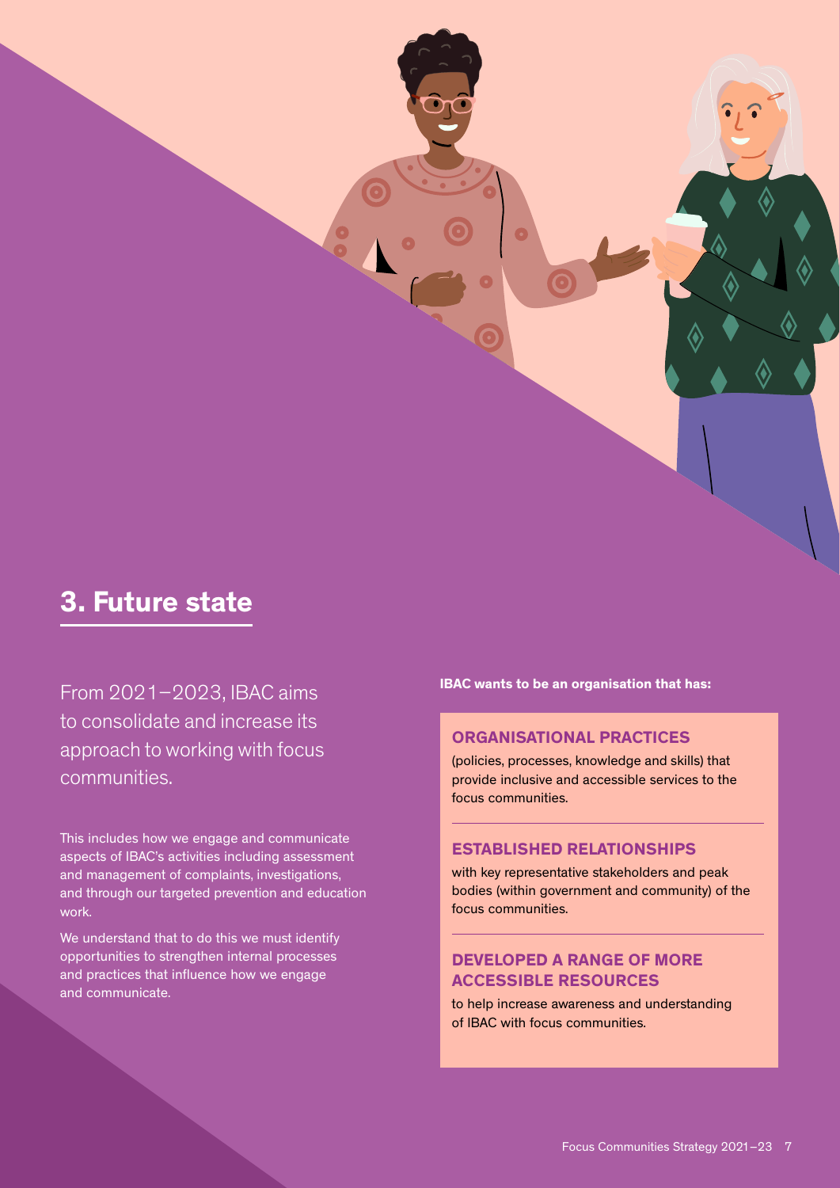# 3. Future state

From 2021–2023, IBAC aims to consolidate and increase its approach to working with focus communities.

This includes how we engage and communicate aspects of IBAC's activities including assessment and management of complaints, investigations, and through our targeted prevention and education work.

We understand that to do this we must identify opportunities to strengthen internal processes and practices that influence how we engage and communicate.

**IBAC wants to be an organisation that has:**

**ORGANISATIONAL PRACTICES**

(policies, processes, knowledge and skills) that provide inclusive and accessible services to the focus communities.

**ESTABLISHED RELATIONSHIPS**

with key representative stakeholders and peak bodies (within government and community) of the focus communities.

**DEVELOPED A RANGE OF MORE ACCESSIBLE RESOURCES**

to help increase awareness and understanding of IBAC with focus communities.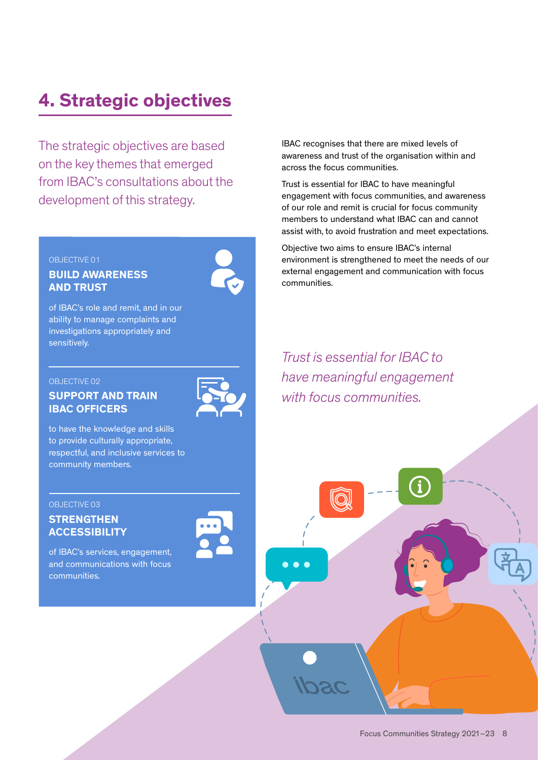# 4. Strategic objectives

The strategic objectives are based on the key themes that emerged from IBAC's consultations about the development of this strategy.

OBJECTIVE 01

**BUILD AWARENESS AND TRUST**

of IBAC's role and remit, and in our ability to manage complaints and investigations appropriately and sensitively.

OBJECTIVE 02

**SUPPORT AND TRAIN IBAC OFFICERS**

to have the knowledge and skills to provide culturally appropriate, respectful, and inclusive services to community members.

OBJECTIVE 03

**STRENGTHEN ACCESSIBILITY**

of IBAC's services, engagement, and communications with focus communities.

IBAC recognises that there are mixed levels of awareness and trust of the organisation within and across the focus communities.

Trust is essential for IBAC to have meaningful engagement with focus communities, and awareness of our role and remit is crucial for focus community members to understand what IBAC can and cannot assist with, to avoid frustration and meet expectations.

Objective two aims to ensure IBAC's internal environment is strengthened to meet the needs of our external engagement and communication with focus communities.

*Trust is essential for IBAC to have meaningful engagement with focus communities.*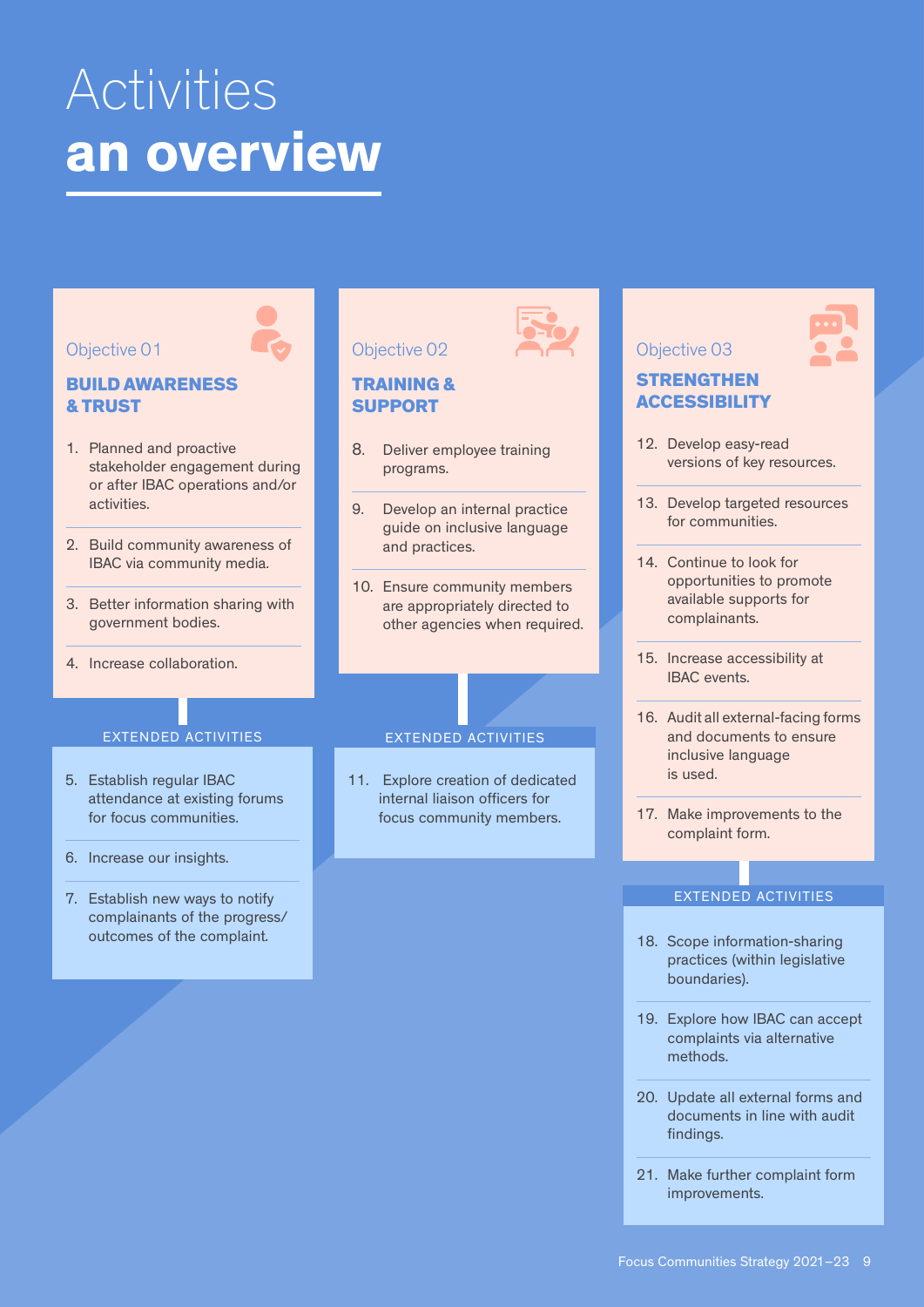# Activities **an overview**

## Objective 01

### BUILD AWARENESS & TRUST

1. Planned and proactive stakeholder engagement during or after IBAC operations and/or activities.
2. Build community awareness of IBAC via community media.
3. Better information sharing with government bodies.
4. Increase collaboration.

#### EXTENDED ACTIVITIES

5. Establish regular IBAC attendance at existing forums for focus communities.
6. Increase our insights.
7. Establish new ways to notify complainants of the progress/outcomes of the complaint.

## Objective 02

### TRAINING & SUPPORT

8. Deliver employee training programs.
9. Develop an internal practice guide on inclusive language and practices.
10. Ensure community members are appropriately directed to other agencies when required.

#### EXTENDED ACTIVITIES

11. Explore creation of dedicated internal liaison officers for focus community members.

## Objective 03

### STRENGTHEN ACCESSIBILITY

12. Develop easy-read versions of key resources.
13. Develop targeted resources for communities.
14. Continue to look for opportunities to promote available supports for complainants.
15. Increase accessibility at IBAC events.
16. Audit all external-facing forms and documents to ensure inclusive language is used.
17. Make improvements to the complaint form.

#### EXTENDED ACTIVITIES

18. Scope information-sharing practices (within legislative boundaries).
19. Explore how IBAC can accept complaints via alternative methods.
20. Update all external forms and documents in line with audit findings.
21. Make further complaint form improvements.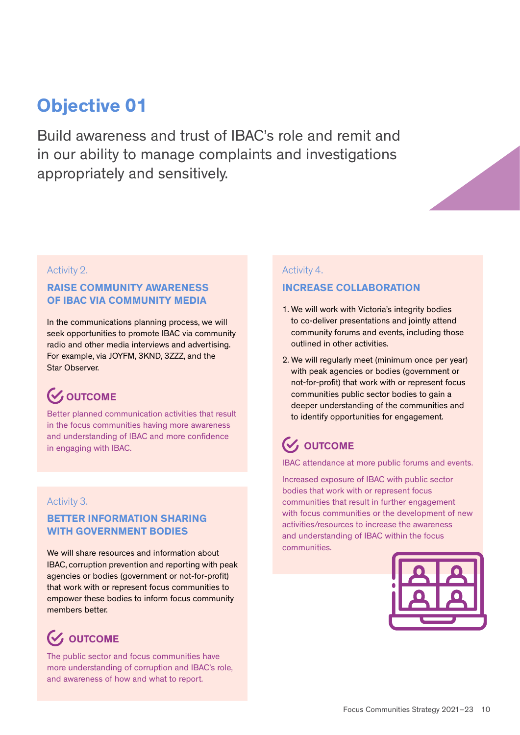# Objective 01

Build awareness and trust of IBAC's role and remit and in our ability to manage complaints and investigations appropriately and sensitively.

Activity 2.

### RAISE COMMUNITY AWARENESS OF IBAC VIA COMMUNITY MEDIA

In the communications planning process, we will seek opportunities to promote IBAC via community radio and other media interviews and advertising. For example, via JOYFM, 3KND, 3ZZZ, and the Star Observer.

#### OUTCOME

Better planned communication activities that result in the focus communities having more awareness and understanding of IBAC and more confidence in engaging with IBAC.

Activity 3.

### BETTER INFORMATION SHARING WITH GOVERNMENT BODIES

We will share resources and information about IBAC, corruption prevention and reporting with peak agencies or bodies (government or not-for-profit) that work with or represent focus communities to empower these bodies to inform focus community members better.

#### OUTCOME

The public sector and focus communities have more understanding of corruption and IBAC's role, and awareness of how and what to report.

Activity 4.

### INCREASE COLLABORATION

1. We will work with Victoria's integrity bodies to co-deliver presentations and jointly attend community forums and events, including those outlined in other activities.
2. We will regularly meet (minimum once per year) with peak agencies or bodies (government or not-for-profit) that work with or represent focus communities public sector bodies to gain a deeper understanding of the communities and to identify opportunities for engagement.

#### OUTCOME

IBAC attendance at more public forums and events.

Increased exposure of IBAC with public sector bodies that work with or represent focus communities that result in further engagement with focus communities or the development of new activities/resources to increase the awareness and understanding of IBAC within the focus communities.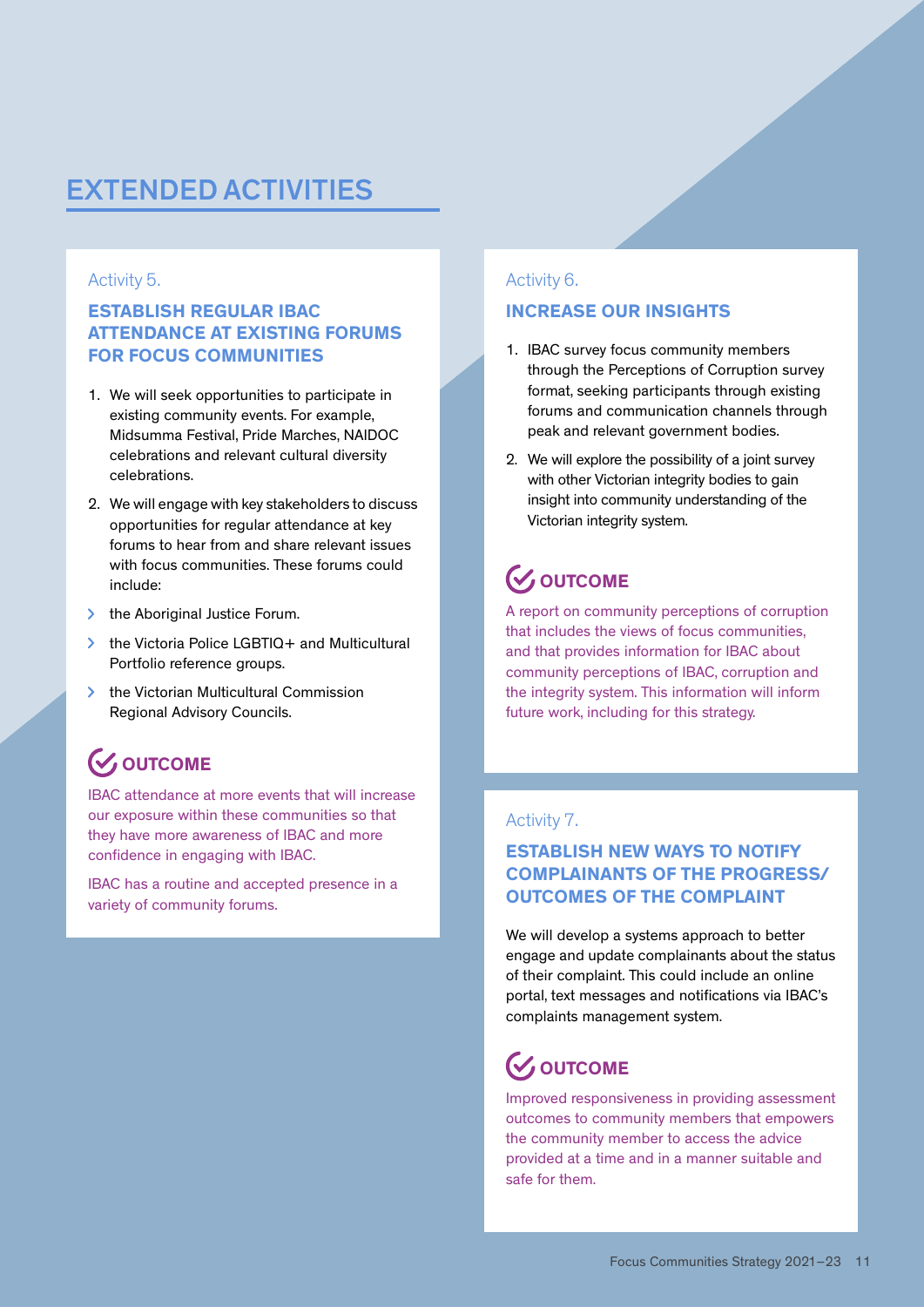# EXTENDED ACTIVITIES

Activity 5.

### ESTABLISH REGULAR IBAC ATTENDANCE AT EXISTING FORUMS FOR FOCUS COMMUNITIES

1. We will seek opportunities to participate in existing community events. For example, Midsumma Festival, Pride Marches, NAIDOC celebrations and relevant cultural diversity celebrations.
2. We will engage with key stakeholders to discuss opportunities for regular attendance at key forums to hear from and share relevant issues with focus communities. These forums could include:

- the Aboriginal Justice Forum.
- the Victoria Police LGBTIQ+ and Multicultural Portfolio reference groups.
- the Victorian Multicultural Commission Regional Advisory Councils.

#### OUTCOME

IBAC attendance at more events that will increase our exposure within these communities so that they have more awareness of IBAC and more confidence in engaging with IBAC.

IBAC has a routine and accepted presence in a variety of community forums.

Activity 6.

### INCREASE OUR INSIGHTS

1. IBAC survey focus community members through the Perceptions of Corruption survey format, seeking participants through existing forums and communication channels through peak and relevant government bodies.
2. We will explore the possibility of a joint survey with other Victorian integrity bodies to gain insight into community understanding of the Victorian integrity system.

#### OUTCOME

A report on community perceptions of corruption that includes the views of focus communities, and that provides information for IBAC about community perceptions of IBAC, corruption and the integrity system. This information will inform future work, including for this strategy.

Activity 7.

### ESTABLISH NEW WAYS TO NOTIFY COMPLAINANTS OF THE PROGRESS/ OUTCOMES OF THE COMPLAINT

We will develop a systems approach to better engage and update complainants about the status of their complaint. This could include an online portal, text messages and notifications via IBAC's complaints management system.

#### OUTCOME

Improved responsiveness in providing assessment outcomes to community members that empowers the community member to access the advice provided at a time and in a manner suitable and safe for them.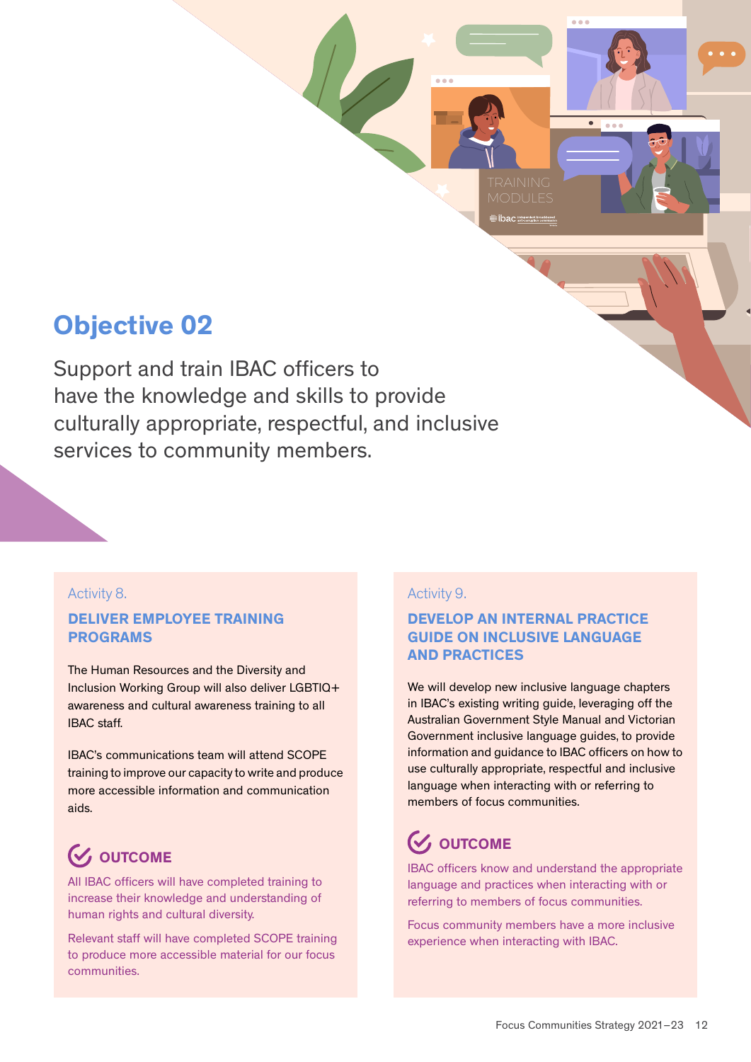# Objective 02

Support and train IBAC officers to have the knowledge and skills to provide culturally appropriate, respectful, and inclusive services to community members.

Activity 8.

## DELIVER EMPLOYEE TRAINING PROGRAMS

The Human Resources and the Diversity and Inclusion Working Group will also deliver LGBTIQ+ awareness and cultural awareness training to all IBAC staff.

IBAC's communications team will attend SCOPE training to improve our capacity to write and produce more accessible information and communication aids.

### OUTCOME

All IBAC officers will have completed training to increase their knowledge and understanding of human rights and cultural diversity.

Relevant staff will have completed SCOPE training to produce more accessible material for our focus communities.

Activity 9.

## DEVELOP AN INTERNAL PRACTICE GUIDE ON INCLUSIVE LANGUAGE AND PRACTICES

We will develop new inclusive language chapters in IBAC's existing writing guide, leveraging off the Australian Government Style Manual and Victorian Government inclusive language guides, to provide information and guidance to IBAC officers on how to use culturally appropriate, respectful and inclusive language when interacting with or referring to members of focus communities.

### OUTCOME

IBAC officers know and understand the appropriate language and practices when interacting with or referring to members of focus communities.

Focus community members have a more inclusive experience when interacting with IBAC.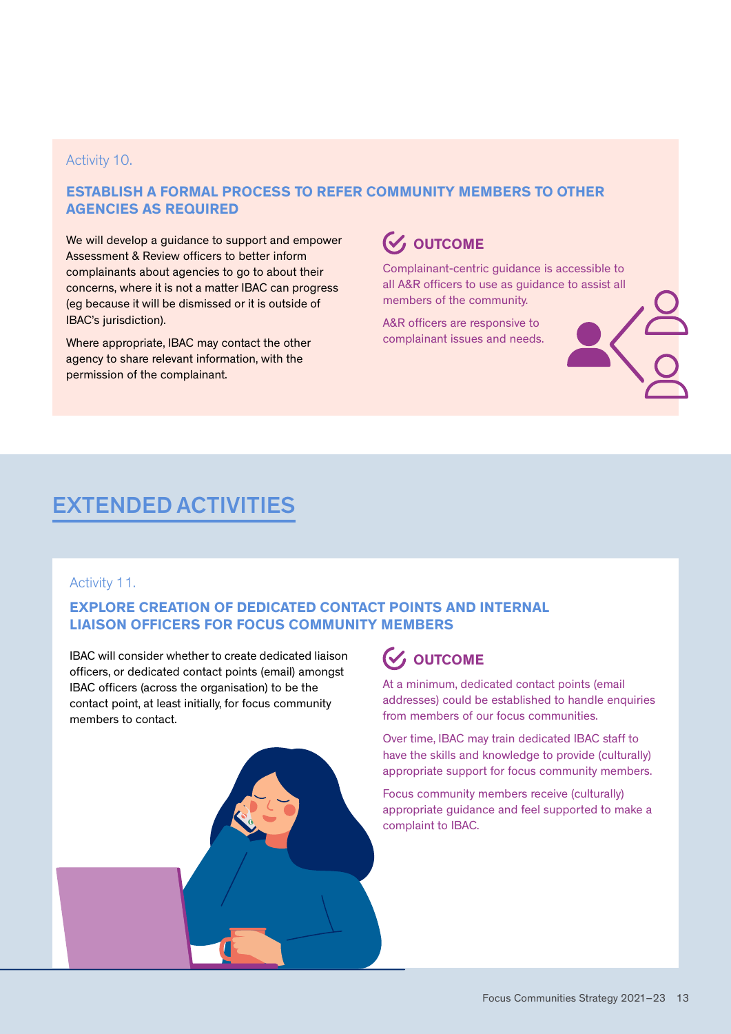Activity 10.

### ESTABLISH A FORMAL PROCESS TO REFER COMMUNITY MEMBERS TO OTHER AGENCIES AS REQUIRED

We will develop a guidance to support and empower Assessment & Review officers to better inform complainants about agencies to go to about their concerns, where it is not a matter IBAC can progress (eg because it will be dismissed or it is outside of IBAC's jurisdiction).

Where appropriate, IBAC may contact the other agency to share relevant information, with the permission of the complainant.

#### OUTCOME

Complainant-centric guidance is accessible to all A&R officers to use as guidance to assist all members of the community.

A&R officers are responsive to complainant issues and needs.

## EXTENDED ACTIVITIES

Activity 11.

### EXPLORE CREATION OF DEDICATED CONTACT POINTS AND INTERNAL LIAISON OFFICERS FOR FOCUS COMMUNITY MEMBERS

IBAC will consider whether to create dedicated liaison officers, or dedicated contact points (email) amongst IBAC officers (across the organisation) to be the contact point, at least initially, for focus community members to contact.

#### OUTCOME

At a minimum, dedicated contact points (email addresses) could be established to handle enquiries from members of our focus communities.

Over time, IBAC may train dedicated IBAC staff to have the skills and knowledge to provide (culturally) appropriate support for focus community members.

Focus community members receive (culturally) appropriate guidance and feel supported to make a complaint to IBAC.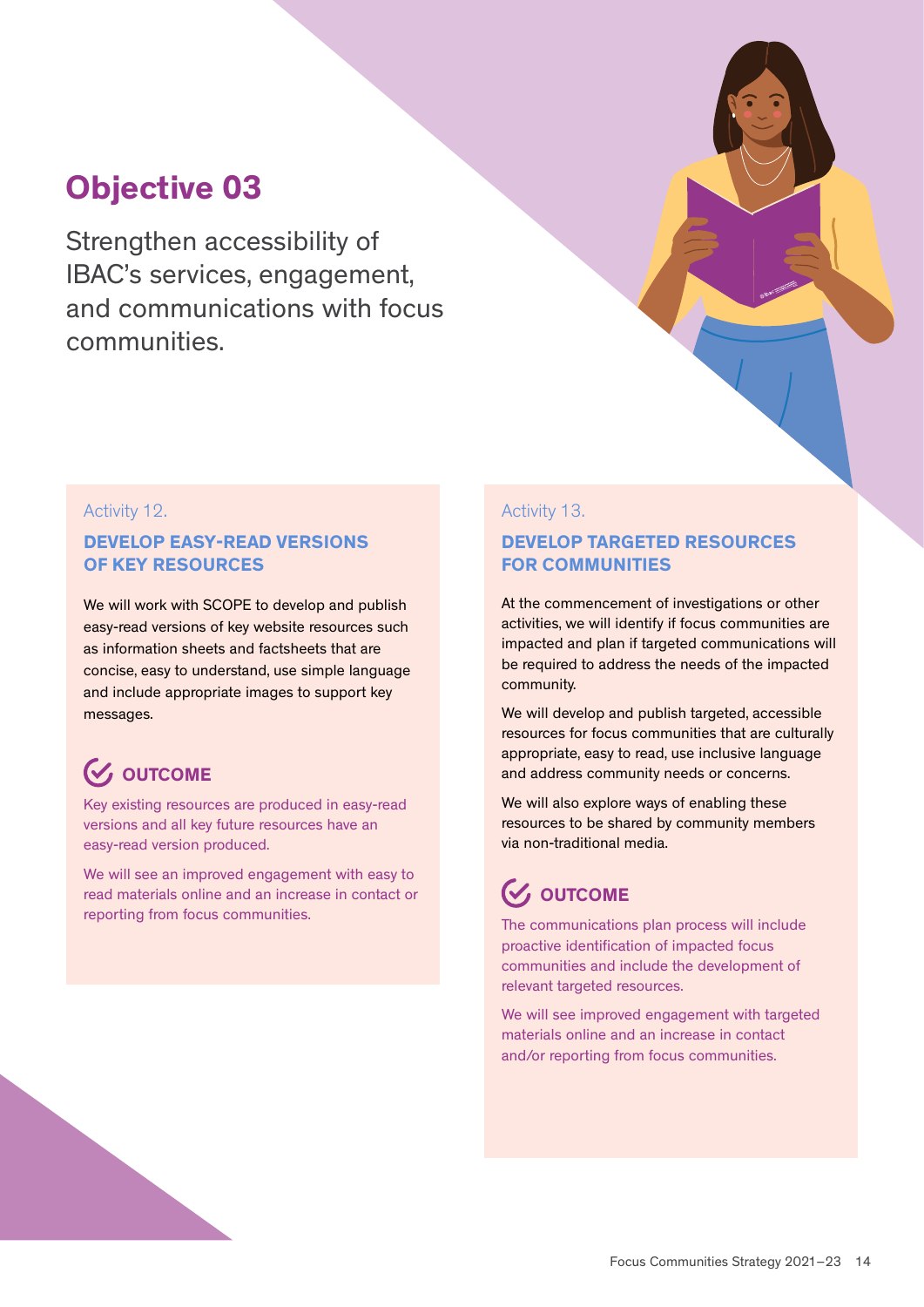# Objective 03

Strengthen accessibility of IBAC's services, engagement, and communications with focus communities.

Activity 12.

### DEVELOP EASY-READ VERSIONS OF KEY RESOURCES

We will work with SCOPE to develop and publish easy-read versions of key website resources such as information sheets and factsheets that are concise, easy to understand, use simple language and include appropriate images to support key messages.

#### OUTCOME

Key existing resources are produced in easy-read versions and all key future resources have an easy-read version produced.

We will see an improved engagement with easy to read materials online and an increase in contact or reporting from focus communities.

Activity 13.

### DEVELOP TARGETED RESOURCES FOR COMMUNITIES

At the commencement of investigations or other activities, we will identify if focus communities are impacted and plan if targeted communications will be required to address the needs of the impacted community.

We will develop and publish targeted, accessible resources for focus communities that are culturally appropriate, easy to read, use inclusive language and address community needs or concerns.

We will also explore ways of enabling these resources to be shared by community members via non-traditional media.

#### OUTCOME

The communications plan process will include proactive identification of impacted focus communities and include the development of relevant targeted resources.

We will see improved engagement with targeted materials online and an increase in contact and/or reporting from focus communities.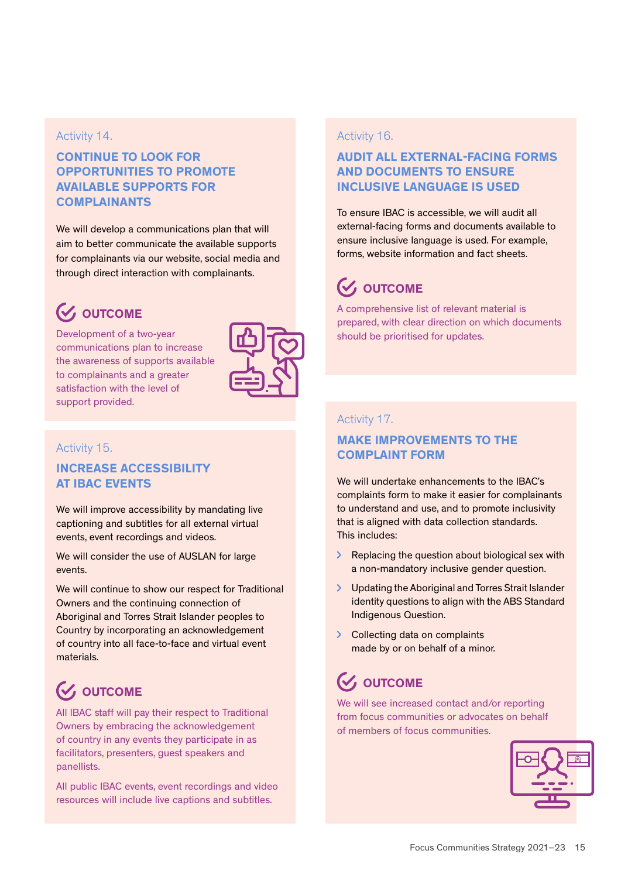Activity 14.

## CONTINUE TO LOOK FOR OPPORTUNITIES TO PROMOTE AVAILABLE SUPPORTS FOR COMPLAINANTS

We will develop a communications plan that will aim to better communicate the available supports for complainants via our website, social media and through direct interaction with complainants.

### OUTCOME

Development of a two-year communications plan to increase the awareness of supports available to complainants and a greater satisfaction with the level of support provided.

Activity 15.

## INCREASE ACCESSIBILITY AT IBAC EVENTS

We will improve accessibility by mandating live captioning and subtitles for all external virtual events, event recordings and videos.

We will consider the use of AUSLAN for large events.

We will continue to show our respect for Traditional Owners and the continuing connection of Aboriginal and Torres Strait Islander peoples to Country by incorporating an acknowledgement of country into all face-to-face and virtual event materials.

### OUTCOME

All IBAC staff will pay their respect to Traditional Owners by embracing the acknowledgement of country in any events they participate in as facilitators, presenters, guest speakers and panellists.

All public IBAC events, event recordings and video resources will include live captions and subtitles.

Activity 16.

## AUDIT ALL EXTERNAL-FACING FORMS AND DOCUMENTS TO ENSURE INCLUSIVE LANGUAGE IS USED

To ensure IBAC is accessible, we will audit all external-facing forms and documents available to ensure inclusive language is used. For example, forms, website information and fact sheets.

### OUTCOME

A comprehensive list of relevant material is prepared, with clear direction on which documents should be prioritised for updates.

Activity 17.

## MAKE IMPROVEMENTS TO THE COMPLAINT FORM

We will undertake enhancements to the IBAC's complaints form to make it easier for complainants to understand and use, and to promote inclusivity that is aligned with data collection standards. This includes:

- Replacing the question about biological sex with a non-mandatory inclusive gender question.
- Updating the Aboriginal and Torres Strait Islander identity questions to align with the ABS Standard Indigenous Question.
- Collecting data on complaints made by or on behalf of a minor.

### OUTCOME

We will see increased contact and/or reporting from focus communities or advocates on behalf of members of focus communities.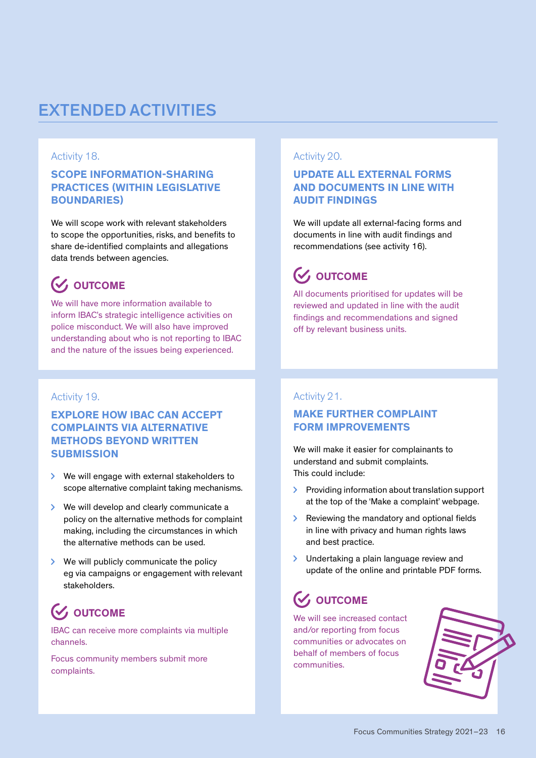# EXTENDED ACTIVITIES

Activity 18.

### SCOPE INFORMATION-SHARING PRACTICES (WITHIN LEGISLATIVE BOUNDARIES)

We will scope work with relevant stakeholders to scope the opportunities, risks, and benefits to share de-identified complaints and allegations data trends between agencies.

#### OUTCOME

We will have more information available to inform IBAC's strategic intelligence activities on police misconduct. We will also have improved understanding about who is not reporting to IBAC and the nature of the issues being experienced.

Activity 19.

### EXPLORE HOW IBAC CAN ACCEPT COMPLAINTS VIA ALTERNATIVE METHODS BEYOND WRITTEN SUBMISSION

- We will engage with external stakeholders to scope alternative complaint taking mechanisms.
- We will develop and clearly communicate a policy on the alternative methods for complaint making, including the circumstances in which the alternative methods can be used.
- We will publicly communicate the policy eg via campaigns or engagement with relevant stakeholders.

#### OUTCOME

IBAC can receive more complaints via multiple channels.

Focus community members submit more complaints.

Activity 20.

### UPDATE ALL EXTERNAL FORMS AND DOCUMENTS IN LINE WITH AUDIT FINDINGS

We will update all external-facing forms and documents in line with audit findings and recommendations (see activity 16).

#### OUTCOME

All documents prioritised for updates will be reviewed and updated in line with the audit findings and recommendations and signed off by relevant business units.

Activity 21.

### MAKE FURTHER COMPLAINT FORM IMPROVEMENTS

We will make it easier for complainants to understand and submit complaints.
This could include:

- Providing information about translation support at the top of the 'Make a complaint' webpage.
- Reviewing the mandatory and optional fields in line with privacy and human rights laws and best practice.
- Undertaking a plain language review and update of the online and printable PDF forms.

#### OUTCOME

We will see increased contact and/or reporting from focus communities or advocates on behalf of members of focus communities.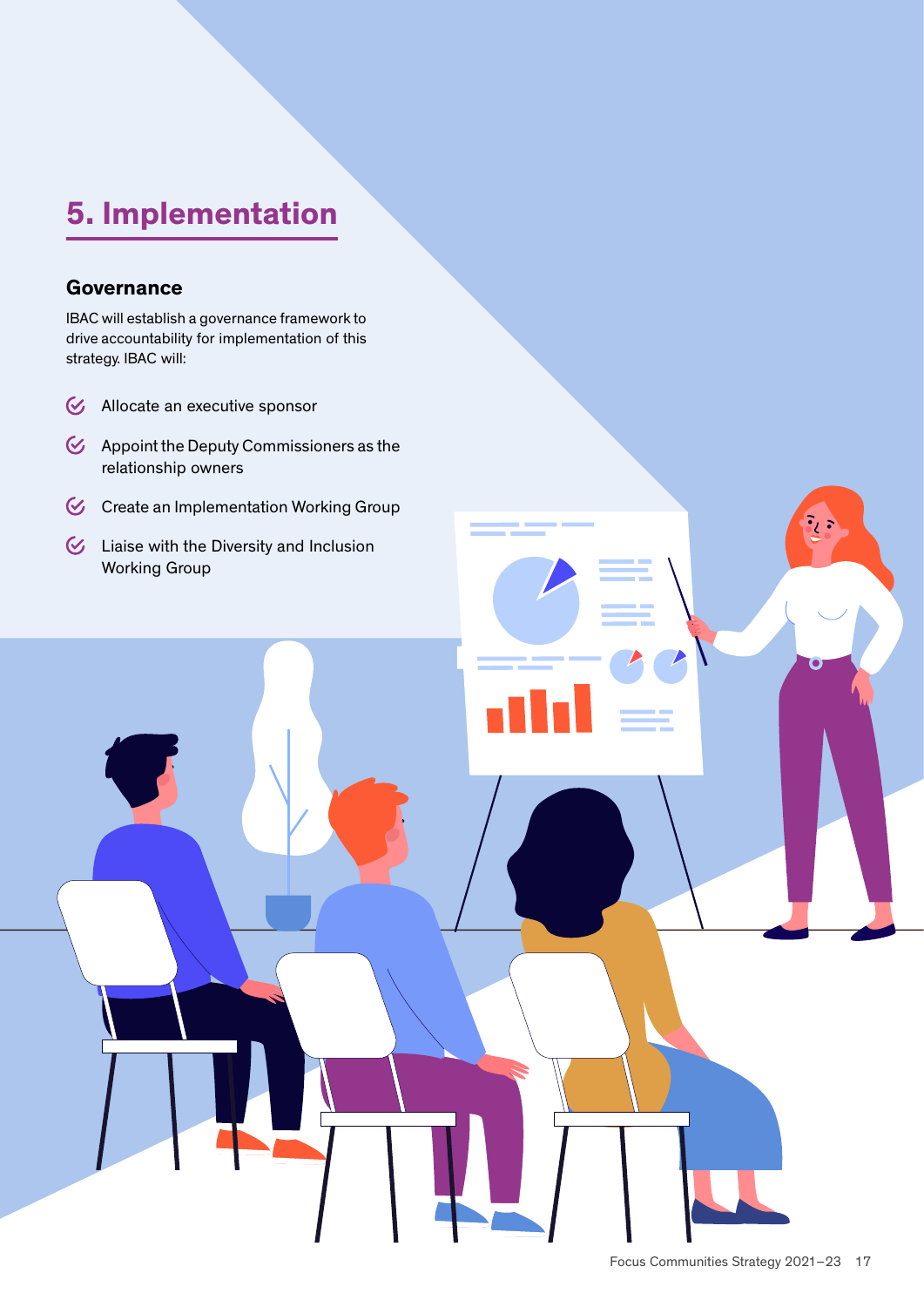# 5. Implementation

## Governance

IBAC will establish a governance framework to drive accountability for implementation of this strategy. IBAC will:

- Allocate an executive sponsor
- Appoint the Deputy Commissioners as the relationship owners
- Create an Implementation Working Group
- Liaise with the Diversity and Inclusion Working Group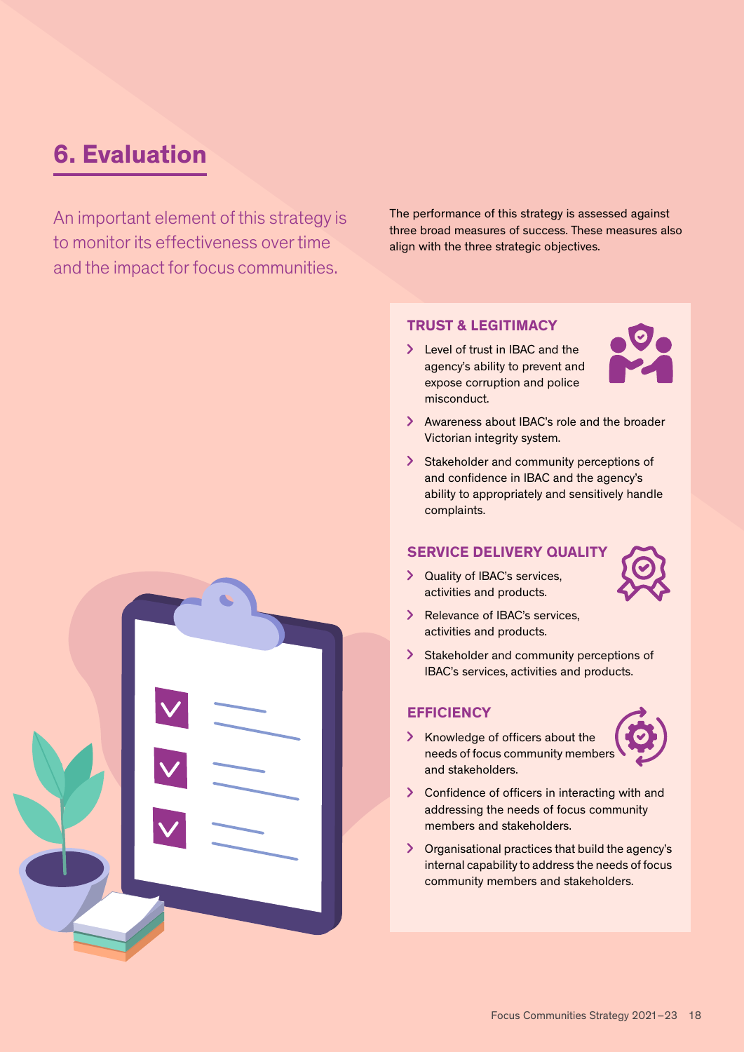# 6. Evaluation

An important element of this strategy is to monitor its effectiveness over time and the impact for focus communities.

The performance of this strategy is assessed against three broad measures of success. These measures also align with the three strategic objectives.

### TRUST & LEGITIMACY

- Level of trust in IBAC and the agency's ability to prevent and expose corruption and police misconduct.
- Awareness about IBAC's role and the broader Victorian integrity system.
- Stakeholder and community perceptions of and confidence in IBAC and the agency's ability to appropriately and sensitively handle complaints.

### SERVICE DELIVERY QUALITY

- Quality of IBAC's services, activities and products.
- Relevance of IBAC's services, activities and products.
- Stakeholder and community perceptions of IBAC's services, activities and products.

### EFFICIENCY

- Knowledge of officers about the needs of focus community members and stakeholders.
- Confidence of officers in interacting with and addressing the needs of focus community members and stakeholders.
- Organisational practices that build the agency's internal capability to address the needs of focus community members and stakeholders.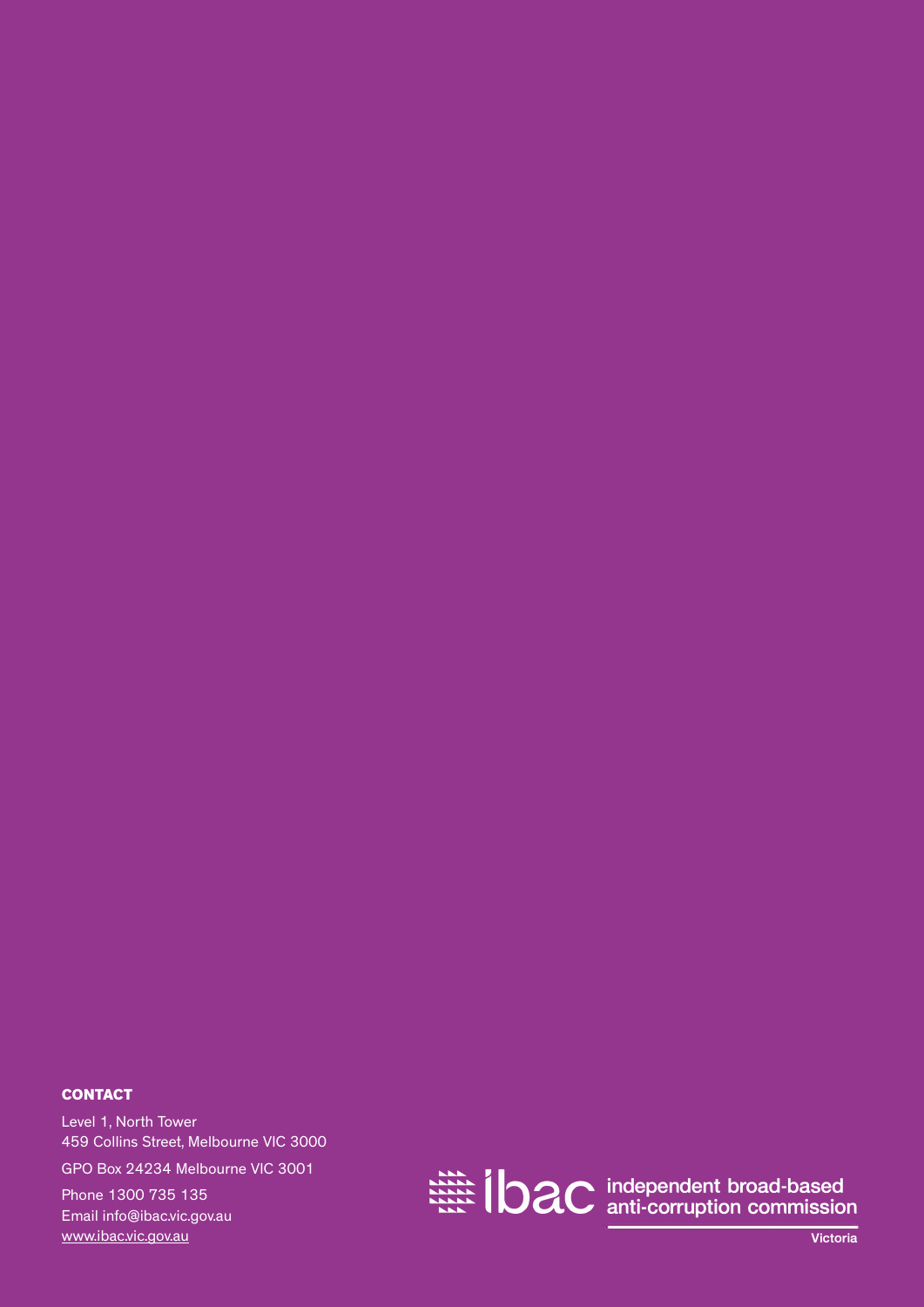**CONTACT**

Level 1, North Tower
459 Collins Street, Melbourne VIC 3000

GPO Box 24234 Melbourne VIC 3001

Phone 1300 735 135
Email info@ibac.vic.gov.au
www.ibac.vic.gov.au

ibac independent broad-based anti-corruption commission

Victoria